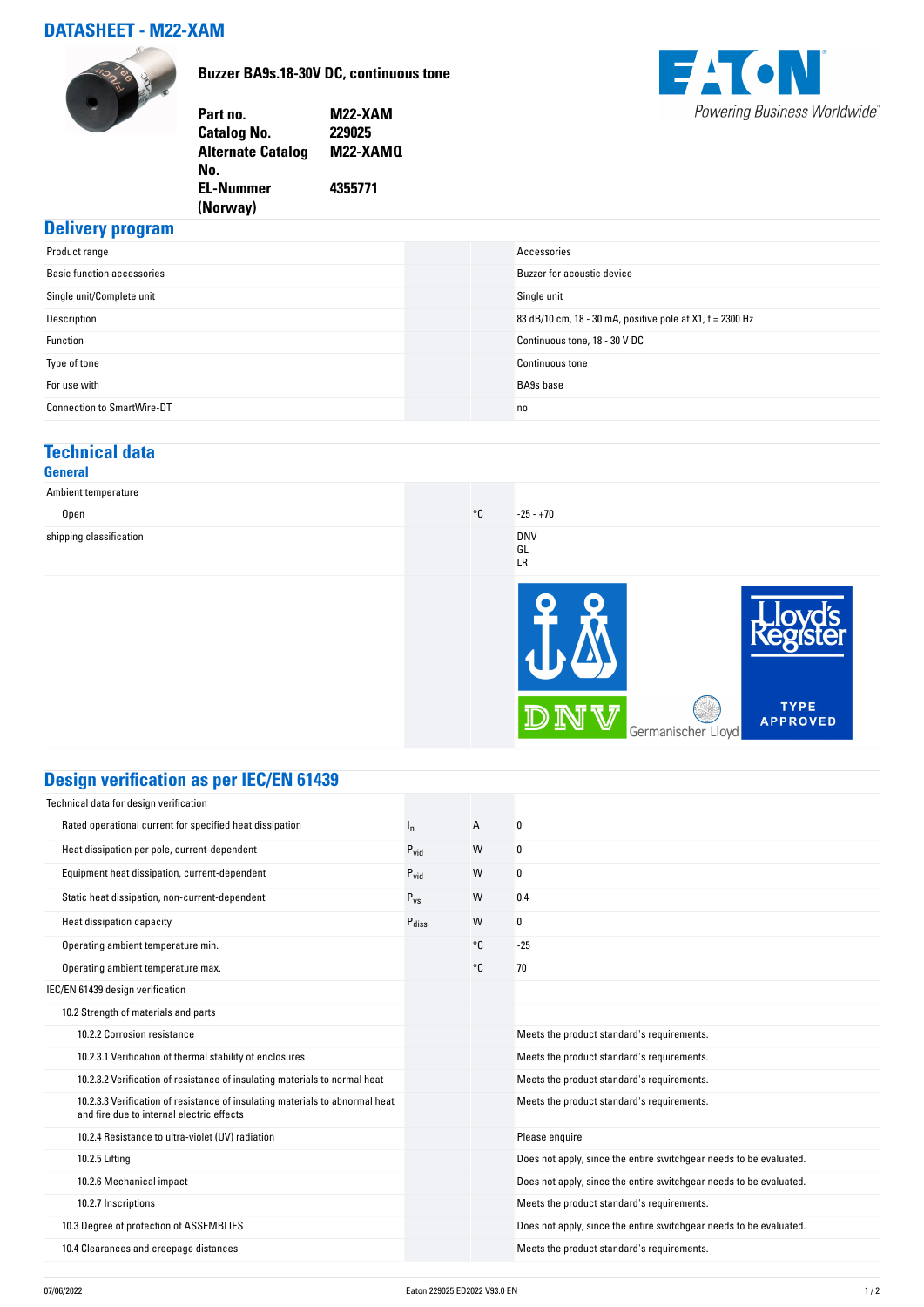# DATASHEET - M22-XAM

**Buzzer BA9s.18-30V DC, continuous tone**

| | |
|---|---|
| **Part no.** | **M22-XAM** |
| **Catalog No.** | **229025** |
| **Alternate Catalog No.** | **M22-XAMQ** |
| **EL-Nummer (Norway)** | **4355771** |

Powering Business Worldwide

## Delivery program

| | | | |
|---|---|---|---|
| Product range | | | Accessories |
| Basic function accessories | | | Buzzer for acoustic device |
| Single unit/Complete unit | | | Single unit |
| Description | | | 83 dB/10 cm, 18 - 30 mA, positive pole at X1, f = 2300 Hz |
| Function | | | Continuous tone, 18 - 30 V DC |
| Type of tone | | | Continuous tone |
| For use with | | | BA9s base |
| Connection to SmartWire-DT | | | no |

## Technical data

### General

| | | | |
|---|---|---|---|
| Ambient temperature | | | |
| Open | | °C | -25 - +70 |
| shipping classification | | | DNV<br>GL<br>LR |

## Design verification as per IEC/EN 61439

| | | | |
|---|---|---|---|
| Technical data for design verification | | | |
| Rated operational current for specified heat dissipation | $I_n$ | A | 0 |
| Heat dissipation per pole, current-dependent | $P_{vid}$ | W | 0 |
| Equipment heat dissipation, current-dependent | $P_{vid}$ | W | 0 |
| Static heat dissipation, non-current-dependent | $P_{vs}$ | W | 0.4 |
| Heat dissipation capacity | $P_{diss}$ | W | 0 |
| Operating ambient temperature min. | | °C | -25 |
| Operating ambient temperature max. | | °C | 70 |
| IEC/EN 61439 design verification | | | |
| 10.2 Strength of materials and parts | | | |
| 10.2.2 Corrosion resistance | | | Meets the product standard's requirements. |
| 10.2.3.1 Verification of thermal stability of enclosures | | | Meets the product standard's requirements. |
| 10.2.3.2 Verification of resistance of insulating materials to normal heat | | | Meets the product standard's requirements. |
| 10.2.3.3 Verification of resistance of insulating materials to abnormal heat and fire due to internal electric effects | | | Meets the product standard's requirements. |
| 10.2.4 Resistance to ultra-violet (UV) radiation | | | Please enquire |
| 10.2.5 Lifting | | | Does not apply, since the entire switchgear needs to be evaluated. |
| 10.2.6 Mechanical impact | | | Does not apply, since the entire switchgear needs to be evaluated. |
| 10.2.7 Inscriptions | | | Meets the product standard's requirements. |
| 10.3 Degree of protection of ASSEMBLIES | | | Does not apply, since the entire switchgear needs to be evaluated. |
| 10.4 Clearances and creepage distances | | | Meets the product standard's requirements. |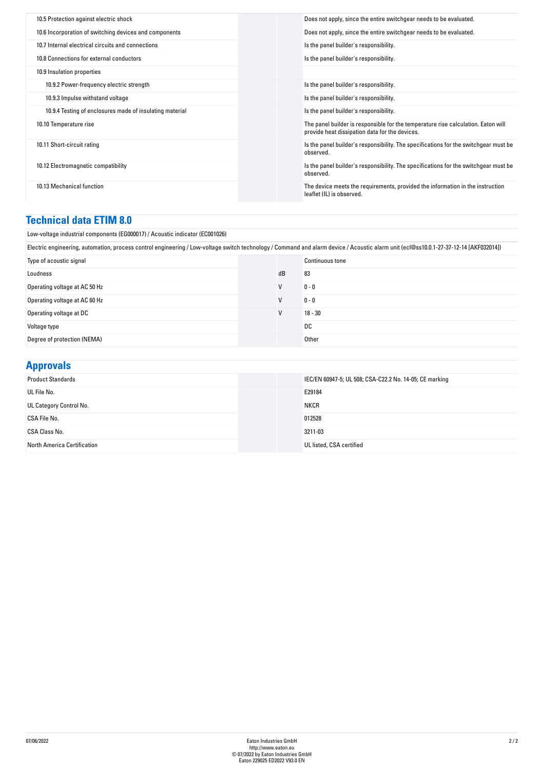| | | |
|---|---|---|
| 10.5 Protection against electric shock | | Does not apply, since the entire switchgear needs to be evaluated. |
| 10.6 Incorporation of switching devices and components | | Does not apply, since the entire switchgear needs to be evaluated. |
| 10.7 Internal electrical circuits and connections | | Is the panel builder's responsibility. |
| 10.8 Connections for external conductors | | Is the panel builder's responsibility. |
| 10.9 Insulation properties | | |
| 10.9.2 Power-frequency electric strength | | Is the panel builder's responsibility. |
| 10.9.3 Impulse withstand voltage | | Is the panel builder's responsibility. |
| 10.9.4 Testing of enclosures made of insulating material | | Is the panel builder's responsibility. |
| 10.10 Temperature rise | | The panel builder is responsible for the temperature rise calculation. Eaton will provide heat dissipation data for the devices. |
| 10.11 Short-circuit rating | | Is the panel builder's responsibility. The specifications for the switchgear must be observed. |
| 10.12 Electromagnetic compatibility | | Is the panel builder's responsibility. The specifications for the switchgear must be observed. |
| 10.13 Mechanical function | | The device meets the requirements, provided the information in the instruction leaflet (IL) is observed. |

## Technical data ETIM 8.0

Low-voltage industrial components (EG000017) / Acoustic indicator (EC001026)

Electric engineering, automation, process control engineering / Low-voltage switch technology / Command and alarm device / Acoustic alarm unit (ecl@ss10.0.1-27-37-12-14 [AKF032014])

| | | |
|---|---|---|
| Type of acoustic signal | | Continuous tone |
| Loudness | dB | 83 |
| Operating voltage at AC 50 Hz | V | 0 - 0 |
| Operating voltage at AC 60 Hz | V | 0 - 0 |
| Operating voltage at DC | V | 18 - 30 |
| Voltage type | | DC |
| Degree of protection (NEMA) | | Other |

## Approvals

| | | |
|---|---|---|
| Product Standards | | IEC/EN 60947-5; UL 508; CSA-C22.2 No. 14-05; CE marking |
| UL File No. | | E29184 |
| UL Category Control No. | | NKCR |
| CSA File No. | | 012528 |
| CSA Class No. | | 3211-03 |
| North America Certification | | UL listed, CSA certified |